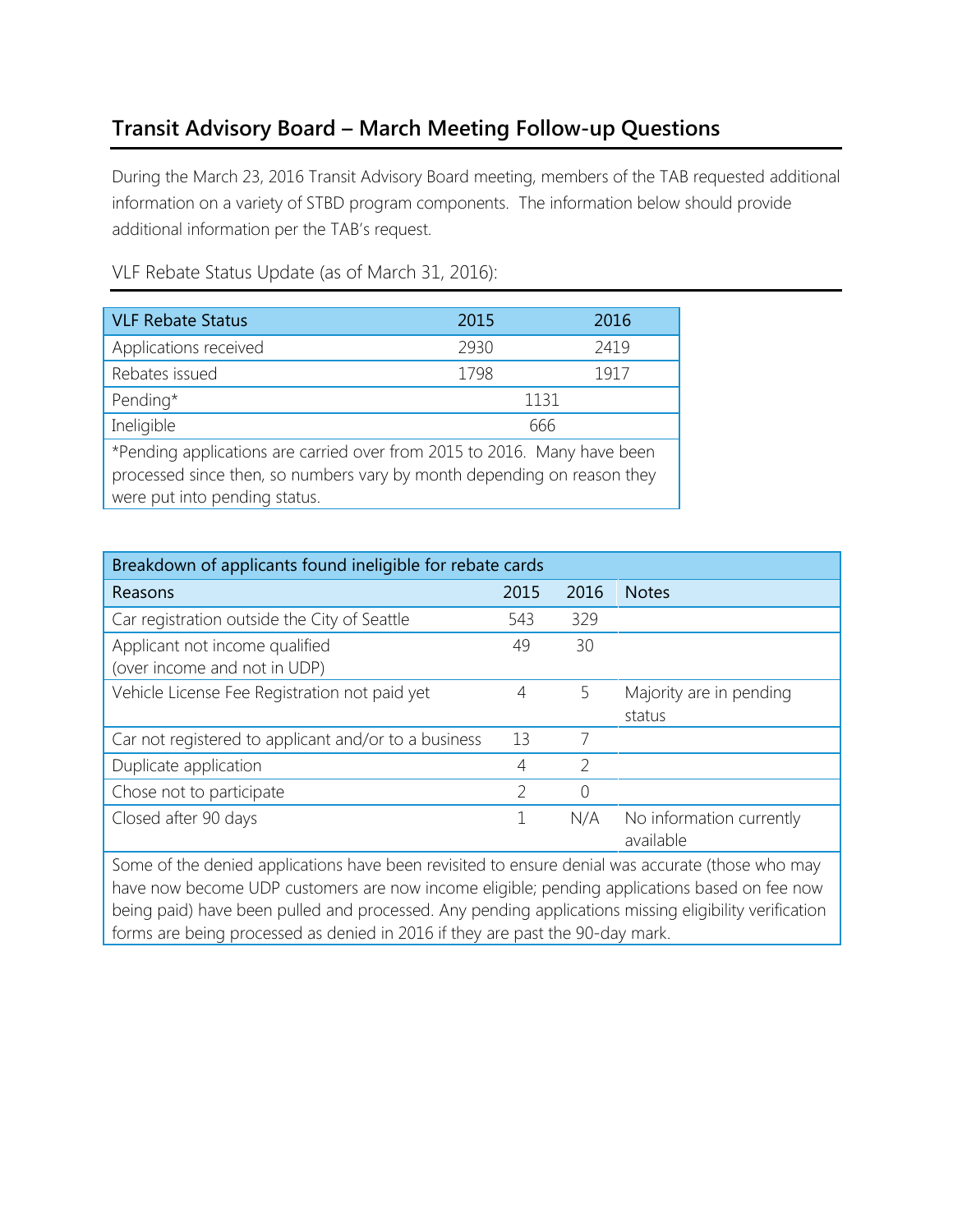# Transit Advisory Board – March Meeting Follow-up Questions

During the March 23, 2016 Transit Advisory Board meeting, members of the TAB requested additional information on a variety of STBD program components. The information below should provide additional information per the TAB's request.

## VLF Rebate Status Update (as of March 31, 2016):

| VLF Rebate Status | 2015 | 2016 |
|---|---|---|
| Applications received | 2930 | 2419 |
| Rebates issued | 1798 | 1917 |
| Pending* | 1131 | |
| Ineligible | 666 | |

*Pending applications are carried over from 2015 to 2016. Many have been processed since then, so numbers vary by month depending on reason they were put into pending status.

| Breakdown of applicants found ineligible for rebate cards | | | |
|---|---|---|---|
| Reasons | 2015 | 2016 | Notes |
| Car registration outside the City of Seattle | 543 | 329 | |
| Applicant not income qualified (over income and not in UDP) | 49 | 30 | |
| Vehicle License Fee Registration not paid yet | 4 | 5 | Majority are in pending status |
| Car not registered to applicant and/or to a business | 13 | 7 | |
| Duplicate application | 4 | 2 | |
| Chose not to participate | 2 | 0 | |
| Closed after 90 days | 1 | N/A | No information currently available |

Some of the denied applications have been revisited to ensure denial was accurate (those who may have now become UDP customers are now income eligible; pending applications based on fee now being paid) have been pulled and processed. Any pending applications missing eligibility verification forms are being processed as denied in 2016 if they are past the 90-day mark.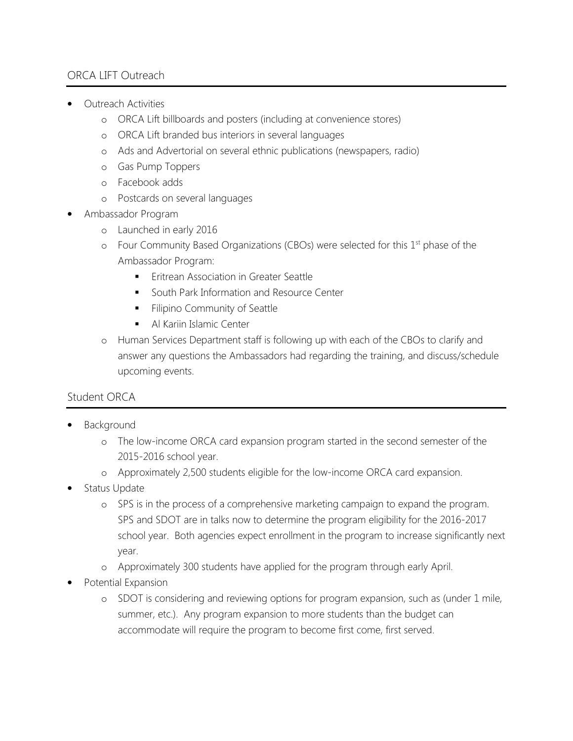## ORCA LIFT Outreach

- Outreach Activities
  - ORCA Lift billboards and posters (including at convenience stores)
  - ORCA Lift branded bus interiors in several languages
  - Ads and Advertorial on several ethnic publications (newspapers, radio)
  - Gas Pump Toppers
  - Facebook adds
  - Postcards on several languages
- Ambassador Program
  - Launched in early 2016
  - Four Community Based Organizations (CBOs) were selected for this 1st phase of the Ambassador Program:
    - Eritrean Association in Greater Seattle
    - South Park Information and Resource Center
    - Filipino Community of Seattle
    - Al Kariin Islamic Center
  - Human Services Department staff is following up with each of the CBOs to clarify and answer any questions the Ambassadors had regarding the training, and discuss/schedule upcoming events.

## Student ORCA

- Background
  - The low-income ORCA card expansion program started in the second semester of the 2015-2016 school year.
  - Approximately 2,500 students eligible for the low-income ORCA card expansion.
- Status Update
  - SPS is in the process of a comprehensive marketing campaign to expand the program. SPS and SDOT are in talks now to determine the program eligibility for the 2016-2017 school year. Both agencies expect enrollment in the program to increase significantly next year.
  - Approximately 300 students have applied for the program through early April.
- Potential Expansion
  - SDOT is considering and reviewing options for program expansion, such as (under 1 mile, summer, etc.). Any program expansion to more students than the budget can accommodate will require the program to become first come, first served.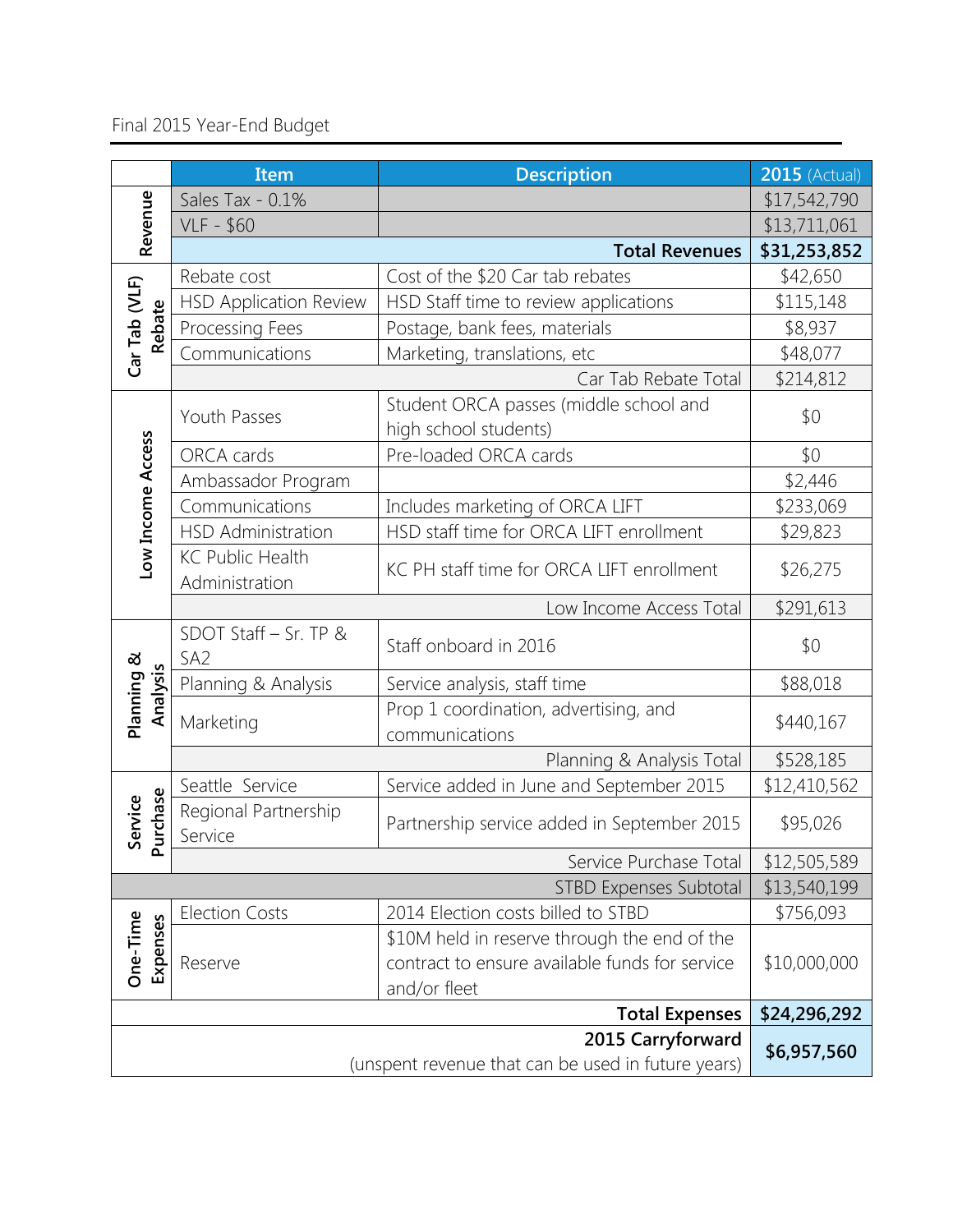Final 2015 Year-End Budget

| | Item | Description | 2015 (Actual) |
|---|---|---|---|
| Revenue | Sales Tax - 0.1% | | $17,542,790 |
| | VLF - $60 | | $13,711,061 |
| | | **Total Revenues** | **$31,253,852** |
| Car Tab (VLF) Rebate | Rebate cost | Cost of the $20 Car tab rebates | $42,650 |
| | HSD Application Review | HSD Staff time to review applications | $115,148 |
| | Processing Fees | Postage, bank fees, materials | $8,937 |
| | Communications | Marketing, translations, etc | $48,077 |
| | | Car Tab Rebate Total | $214,812 |
| Low Income Access | Youth Passes | Student ORCA passes (middle school and high school students) | $0 |
| | ORCA cards | Pre-loaded ORCA cards | $0 |
| | Ambassador Program | | $2,446 |
| | Communications | Includes marketing of ORCA LIFT | $233,069 |
| | HSD Administration | HSD staff time for ORCA LIFT enrollment | $29,823 |
| | KC Public Health Administration | KC PH staff time for ORCA LIFT enrollment | $26,275 |
| | | Low Income Access Total | $291,613 |
| Planning & Analysis | SDOT Staff – Sr. TP & SA2 | Staff onboard in 2016 | $0 |
| | Planning & Analysis | Service analysis, staff time | $88,018 |
| | Marketing | Prop 1 coordination, advertising, and communications | $440,167 |
| | | Planning & Analysis Total | $528,185 |
| Service Purchase | Seattle Service | Service added in June and September 2015 | $12,410,562 |
| | Regional Partnership Service | Partnership service added in September 2015 | $95,026 |
| | | Service Purchase Total | $12,505,589 |
| | | STBD Expenses Subtotal | $13,540,199 |
| One-Time Expenses | Election Costs | 2014 Election costs billed to STBD | $756,093 |
| | Reserve | $10M held in reserve through the end of the contract to ensure available funds for service and/or fleet | $10,000,000 |
| | | **Total Expenses** | **$24,296,292** |
| | | **2015 Carryforward** (unspent revenue that can be used in future years) | **$6,957,560** |